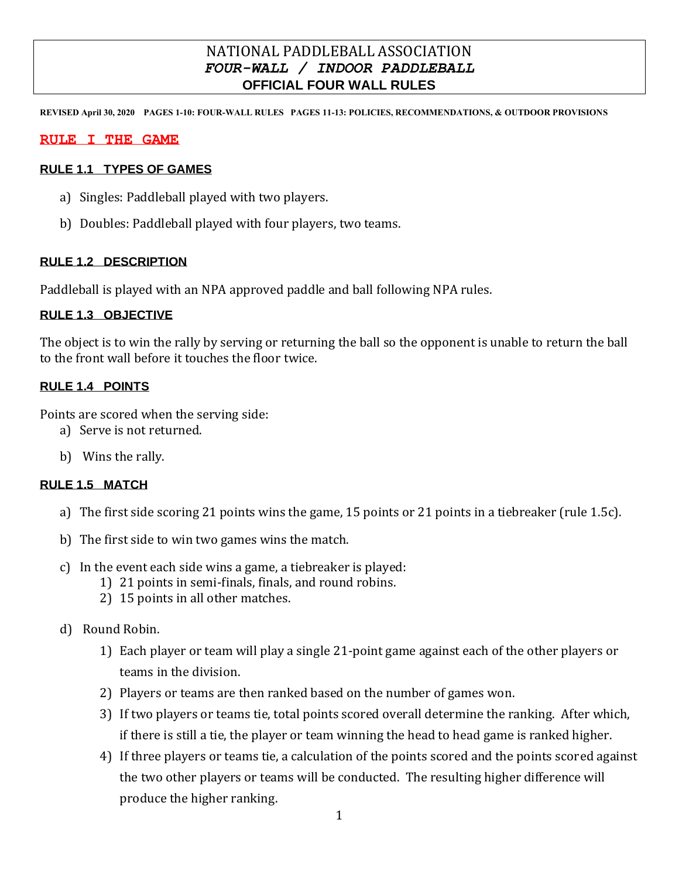# NATIONAL PADDLEBALL ASSOCIATION
## *FOUR-WALL / INDOOR PADDLEBALL*
## OFFICIAL FOUR WALL RULES

**REVISED April 30, 2020 PAGES 1-10: FOUR-WALL RULES PAGES 11-13: POLICIES, RECOMMENDATIONS, & OUTDOOR PROVISIONS**

## RULE I THE GAME

### RULE 1.1 TYPES OF GAMES

a) Singles: Paddleball played with two players.

b) Doubles: Paddleball played with four players, two teams.

### RULE 1.2 DESCRIPTION

Paddleball is played with an NPA approved paddle and ball following NPA rules.

### RULE 1.3 OBJECTIVE

The object is to win the rally by serving or returning the ball so the opponent is unable to return the ball to the front wall before it touches the floor twice.

### RULE 1.4 POINTS

Points are scored when the serving side:

a) Serve is not returned.

b) Wins the rally.

### RULE 1.5 MATCH

a) The first side scoring 21 points wins the game, 15 points or 21 points in a tiebreaker (rule 1.5c).

b) The first side to win two games wins the match.

c) In the event each side wins a game, a tiebreaker is played:
   1) 21 points in semi-finals, finals, and round robins.
   2) 15 points in all other matches.

d) Round Robin.
   1) Each player or team will play a single 21-point game against each of the other players or teams in the division.
   2) Players or teams are then ranked based on the number of games won.
   3) If two players or teams tie, total points scored overall determine the ranking. After which, if there is still a tie, the player or team winning the head to head game is ranked higher.
   4) If three players or teams tie, a calculation of the points scored and the points scored against the two other players or teams will be conducted. The resulting higher difference will produce the higher ranking.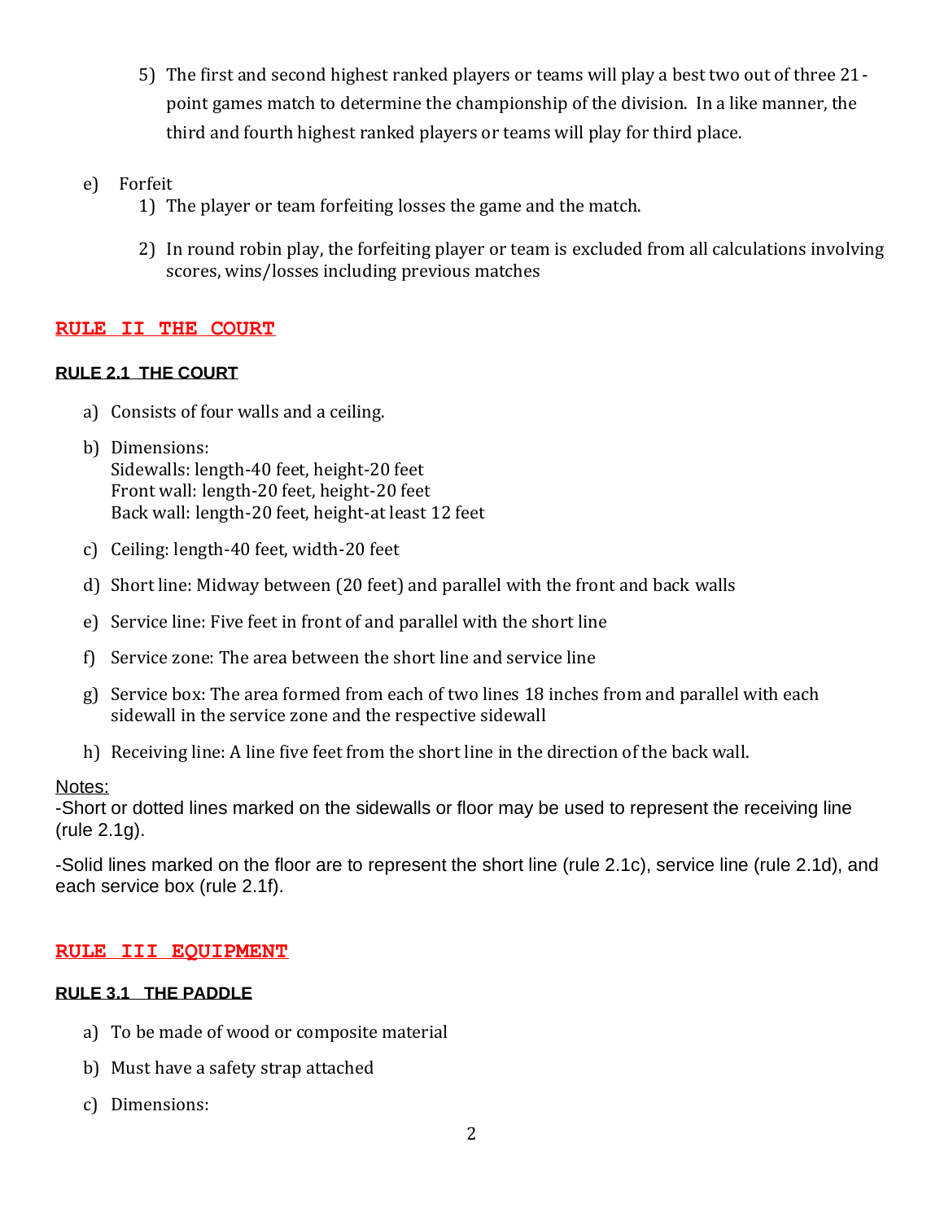5) The first and second highest ranked players or teams will play a best two out of three 21-point games match to determine the championship of the division. In a like manner, the third and fourth highest ranked players or teams will play for third place.

e) Forfeit
   1) The player or team forfeiting losses the game and the match.

   2) In round robin play, the forfeiting player or team is excluded from all calculations involving scores, wins/losses including previous matches

## RULE II THE COURT

### RULE 2.1 THE COURT

a) Consists of four walls and a ceiling.

b) Dimensions:
   Sidewalls: length-40 feet, height-20 feet
   Front wall: length-20 feet, height-20 feet
   Back wall: length-20 feet, height-at least 12 feet

c) Ceiling: length-40 feet, width-20 feet

d) Short line: Midway between (20 feet) and parallel with the front and back walls

e) Service line: Five feet in front of and parallel with the short line

f) Service zone: The area between the short line and service line

g) Service box: The area formed from each of two lines 18 inches from and parallel with each sidewall in the service zone and the respective sidewall

h) Receiving line: A line five feet from the short line in the direction of the back wall.

Notes:

-Short or dotted lines marked on the sidewalls or floor may be used to represent the receiving line (rule 2.1g).

-Solid lines marked on the floor are to represent the short line (rule 2.1c), service line (rule 2.1d), and each service box (rule 2.1f).

## RULE III EQUIPMENT

### RULE 3.1 THE PADDLE

a) To be made of wood or composite material

b) Must have a safety strap attached

c) Dimensions: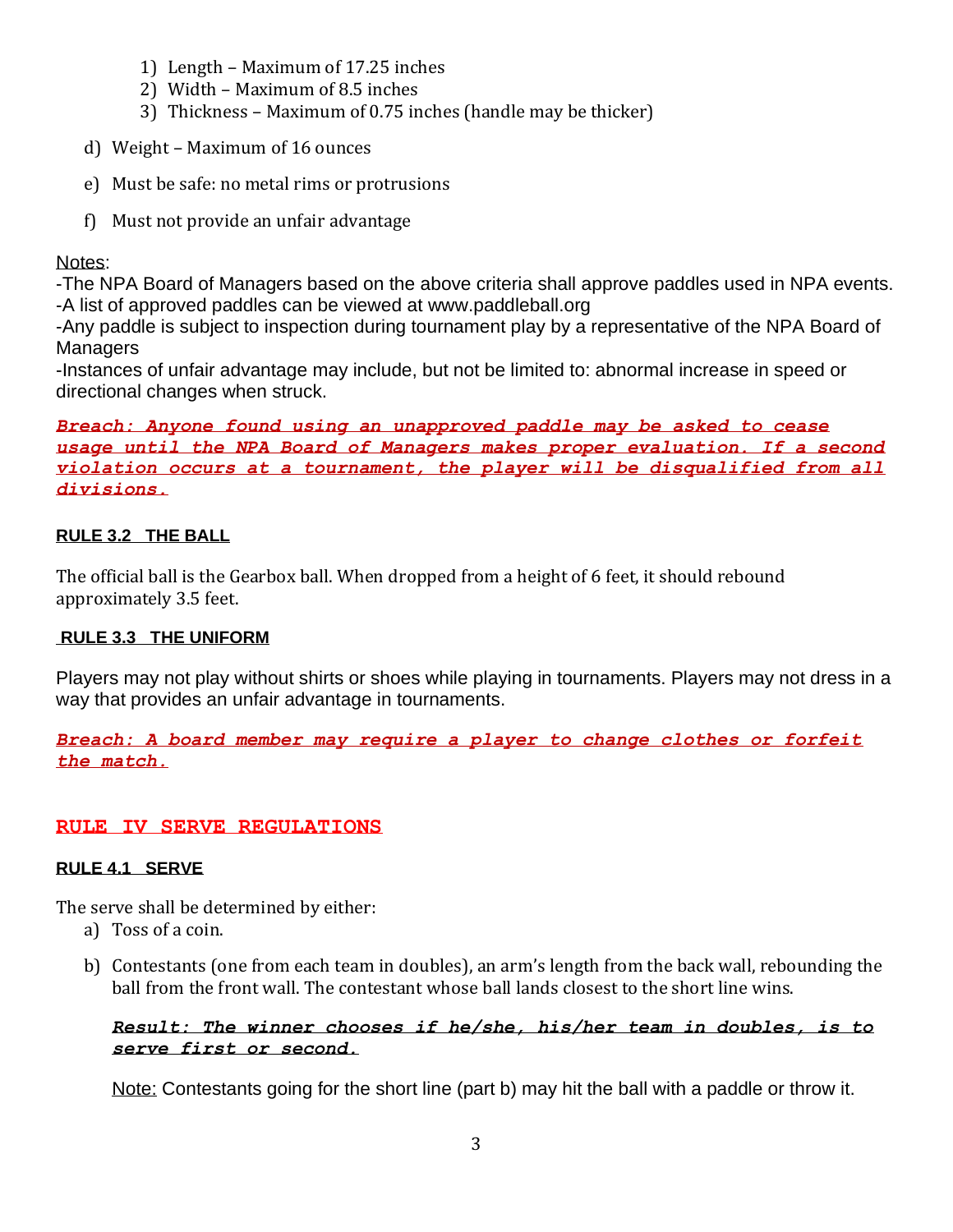1) Length – Maximum of 17.25 inches
2) Width – Maximum of 8.5 inches
3) Thickness – Maximum of 0.75 inches (handle may be thicker)

d) Weight – Maximum of 16 ounces

e) Must be safe: no metal rims or protrusions

f) Must not provide an unfair advantage

Notes:

-The NPA Board of Managers based on the above criteria shall approve paddles used in NPA events.
-A list of approved paddles can be viewed at www.paddleball.org
-Any paddle is subject to inspection during tournament play by a representative of the NPA Board of Managers
-Instances of unfair advantage may include, but not be limited to: abnormal increase in speed or directional changes when struck.

***Breach: Anyone found using an unapproved paddle may be asked to cease usage until the NPA Board of Managers makes proper evaluation. If a second violation occurs at a tournament, the player will be disqualified from all divisions.***

### RULE 3.2 THE BALL

The official ball is the Gearbox ball. When dropped from a height of 6 feet, it should rebound approximately 3.5 feet.

### RULE 3.3 THE UNIFORM

Players may not play without shirts or shoes while playing in tournaments. Players may not dress in a way that provides an unfair advantage in tournaments.

***Breach: A board member may require a player to change clothes or forfeit the match.***

## RULE IV SERVE REGULATIONS

### RULE 4.1 SERVE

The serve shall be determined by either:

a) Toss of a coin.

b) Contestants (one from each team in doubles), an arm's length from the back wall, rebounding the ball from the front wall. The contestant whose ball lands closest to the short line wins.

***Result: The winner chooses if he/she, his/her team in doubles, is to serve first or second.***

Note: Contestants going for the short line (part b) may hit the ball with a paddle or throw it.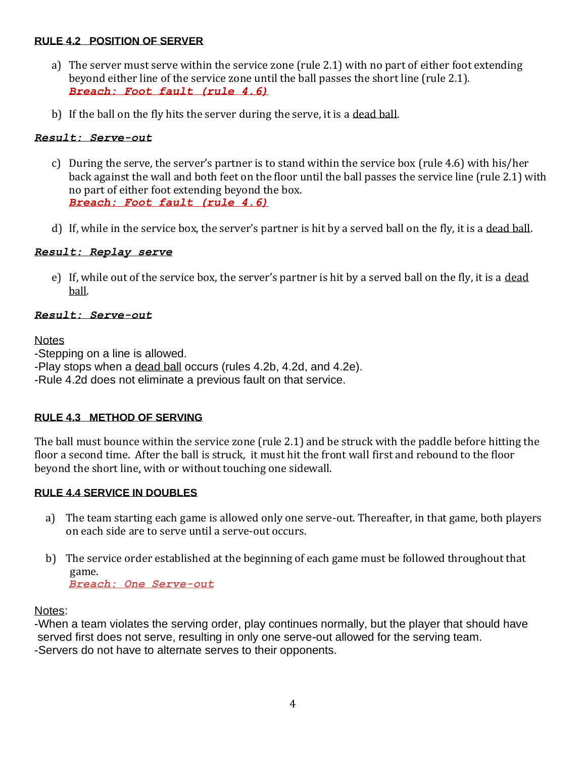#### RULE 4.2 POSITION OF SERVER

a) The server must serve within the service zone (rule 2.1) with no part of either foot extending beyond either line of the service zone until the ball passes the short line (rule 2.1).
   ***Breach: Foot fault (rule 4.6)***

b) If the ball on the fly hits the server during the serve, it is a dead ball.

***Result: Serve-out***

c) During the serve, the server's partner is to stand within the service box (rule 4.6) with his/her back against the wall and both feet on the floor until the ball passes the service line (rule 2.1) with no part of either foot extending beyond the box.
   ***Breach: Foot fault (rule 4.6)***

d) If, while in the service box, the server's partner is hit by a served ball on the fly, it is a dead ball.

***Result: Replay serve***

e) If, while out of the service box, the server's partner is hit by a served ball on the fly, it is a dead ball.

***Result: Serve-out***

Notes
-Stepping on a line is allowed.
-Play stops when a dead ball occurs (rules 4.2b, 4.2d, and 4.2e).
-Rule 4.2d does not eliminate a previous fault on that service.

#### RULE 4.3 METHOD OF SERVING

The ball must bounce within the service zone (rule 2.1) and be struck with the paddle before hitting the floor a second time. After the ball is struck, it must hit the front wall first and rebound to the floor beyond the short line, with or without touching one sidewall.

#### RULE 4.4 SERVICE IN DOUBLES

a) The team starting each game is allowed only one serve-out. Thereafter, in that game, both players on each side are to serve until a serve-out occurs.

b) The service order established at the beginning of each game must be followed throughout that game.
   ***Breach: One Serve-out***

Notes:
-When a team violates the serving order, play continues normally, but the player that should have served first does not serve, resulting in only one serve-out allowed for the serving team.
-Servers do not have to alternate serves to their opponents.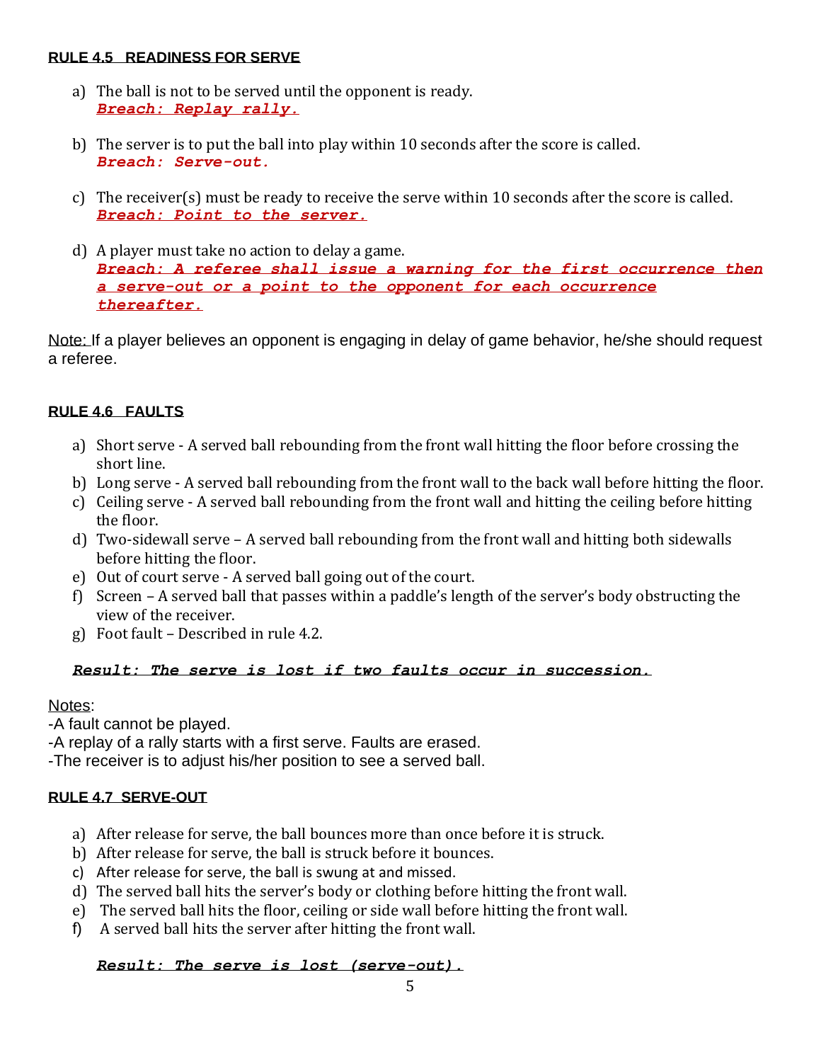## RULE 4.5 READINESS FOR SERVE

a) The ball is not to be served until the opponent is ready.
   ***Breach: Replay rally.***

b) The server is to put the ball into play within 10 seconds after the score is called.
   ***Breach: Serve-out.***

c) The receiver(s) must be ready to receive the serve within 10 seconds after the score is called.
   ***Breach: Point to the server.***

d) A player must take no action to delay a game.
   ***Breach: A referee shall issue a warning for the first occurrence then a serve-out or a point to the opponent for each occurrence thereafter.***

Note: If a player believes an opponent is engaging in delay of game behavior, he/she should request a referee.

## RULE 4.6 FAULTS

a) Short serve - A served ball rebounding from the front wall hitting the floor before crossing the short line.
b) Long serve - A served ball rebounding from the front wall to the back wall before hitting the floor.
c) Ceiling serve - A served ball rebounding from the front wall and hitting the ceiling before hitting the floor.
d) Two-sidewall serve – A served ball rebounding from the front wall and hitting both sidewalls before hitting the floor.
e) Out of court serve - A served ball going out of the court.
f) Screen – A served ball that passes within a paddle's length of the server's body obstructing the view of the receiver.
g) Foot fault – Described in rule 4.2.

***Result: The serve is lost if two faults occur in succession.***

Notes:
-A fault cannot be played.
-A replay of a rally starts with a first serve. Faults are erased.
-The receiver is to adjust his/her position to see a served ball.

## RULE 4.7 SERVE-OUT

a) After release for serve, the ball bounces more than once before it is struck.
b) After release for serve, the ball is struck before it bounces.
c) After release for serve, the ball is swung at and missed.
d) The served ball hits the server's body or clothing before hitting the front wall.
e) The served ball hits the floor, ceiling or side wall before hitting the front wall.
f) A served ball hits the server after hitting the front wall.

***Result: The serve is lost (serve-out).***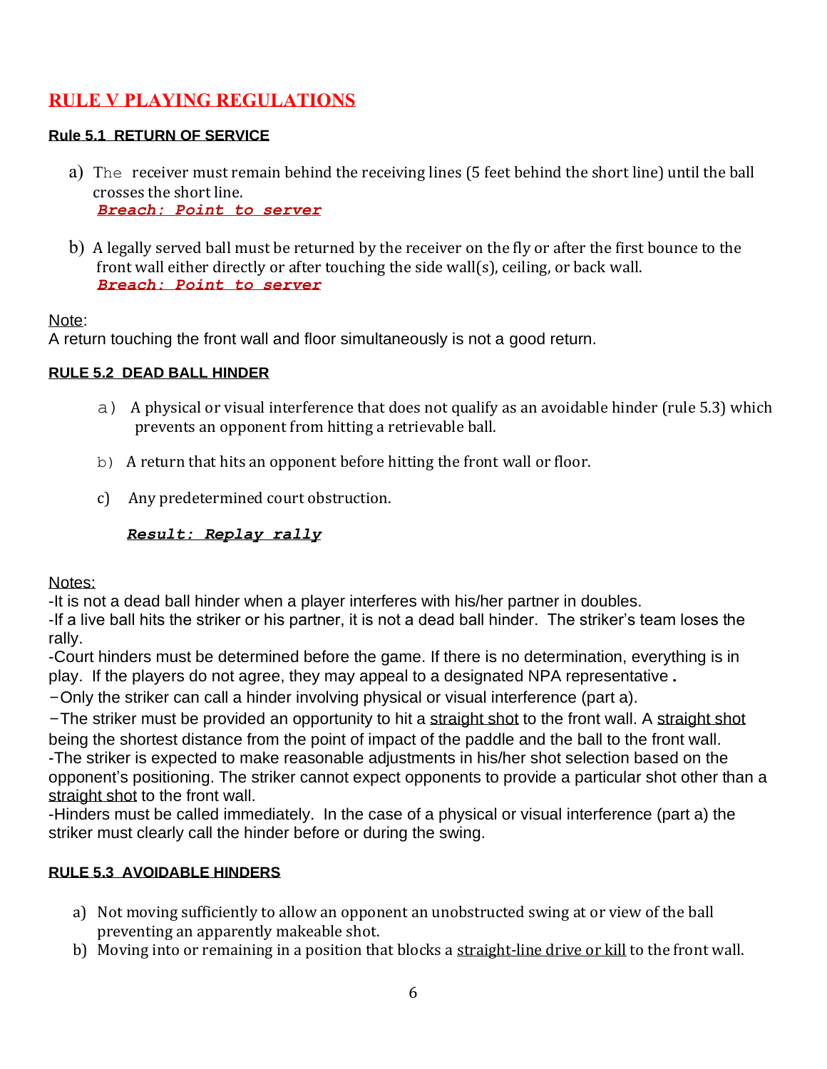# RULE V PLAYING REGULATIONS

## Rule 5.1 RETURN OF SERVICE

a) The receiver must remain behind the receiving lines (5 feet behind the short line) until the ball crosses the short line.
***Breach: Point to server***

b) A legally served ball must be returned by the receiver on the fly or after the first bounce to the front wall either directly or after touching the side wall(s), ceiling, or back wall.
***Breach: Point to server***

Note:
A return touching the front wall and floor simultaneously is not a good return.

## RULE 5.2 DEAD BALL HINDER

a) A physical or visual interference that does not qualify as an avoidable hinder (rule 5.3) which prevents an opponent from hitting a retrievable ball.

b) A return that hits an opponent before hitting the front wall or floor.

c) Any predetermined court obstruction.

***Result: Replay rally***

Notes:
-It is not a dead ball hinder when a player interferes with his/her partner in doubles.
-If a live ball hits the striker or his partner, it is not a dead ball hinder. The striker's team loses the rally.
-Court hinders must be determined before the game. If there is no determination, everything is in play. If the players do not agree, they may appeal to a designated NPA representative.
-Only the striker can call a hinder involving physical or visual interference (part a).
-The striker must be provided an opportunity to hit a straight shot to the front wall. A straight shot being the shortest distance from the point of impact of the paddle and the ball to the front wall.
-The striker is expected to make reasonable adjustments in his/her shot selection based on the opponent's positioning. The striker cannot expect opponents to provide a particular shot other than a straight shot to the front wall.
-Hinders must be called immediately. In the case of a physical or visual interference (part a) the striker must clearly call the hinder before or during the swing.

## RULE 5.3 AVOIDABLE HINDERS

a) Not moving sufficiently to allow an opponent an unobstructed swing at or view of the ball preventing an apparently makeable shot.
b) Moving into or remaining in a position that blocks a straight-line drive or kill to the front wall.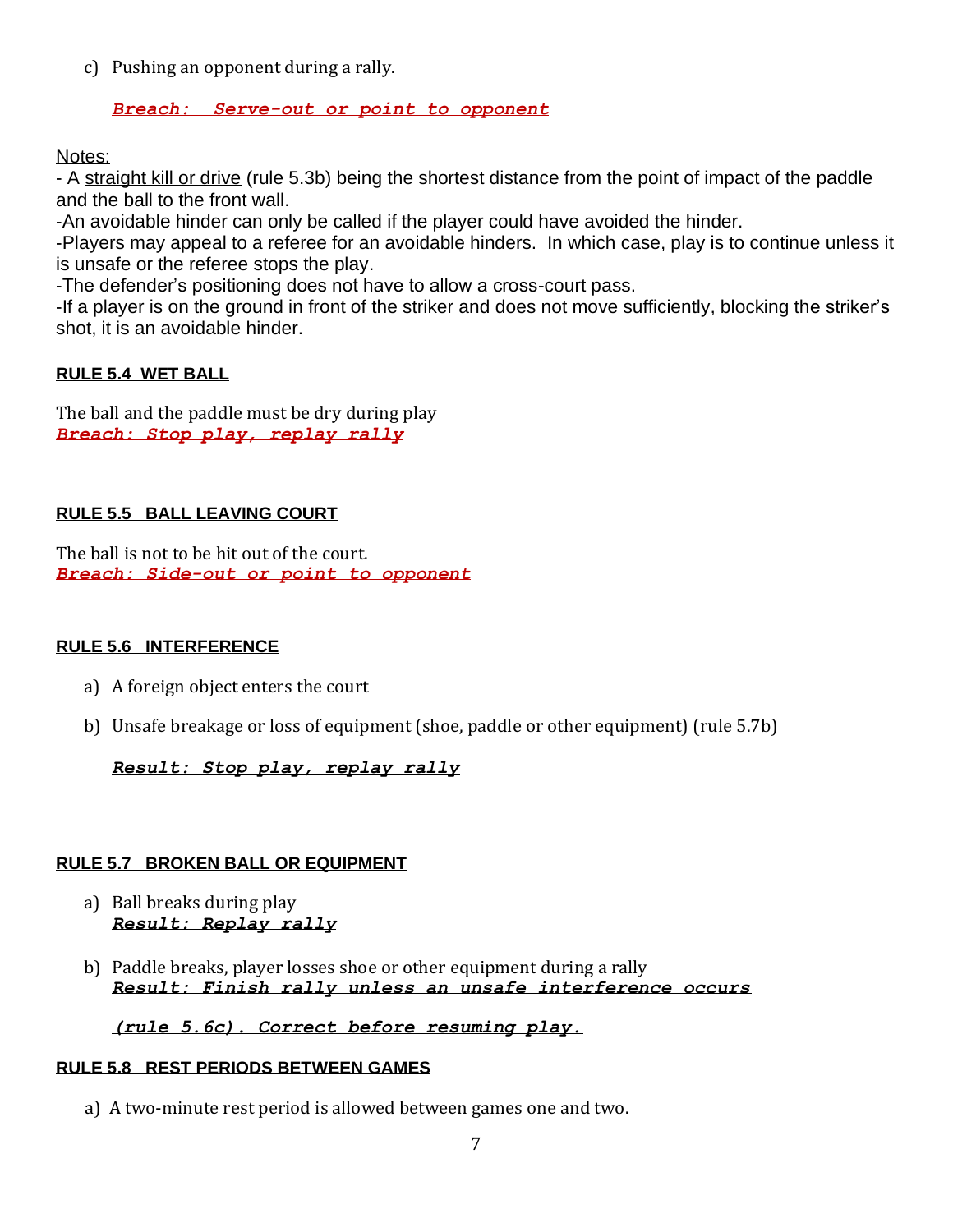c) Pushing an opponent during a rally.

***Breach: Serve-out or point to opponent***

Notes:

- A straight kill or drive (rule 5.3b) being the shortest distance from the point of impact of the paddle and the ball to the front wall.
- An avoidable hinder can only be called if the player could have avoided the hinder.
- Players may appeal to a referee for an avoidable hinders. In which case, play is to continue unless it is unsafe or the referee stops the play.
- The defender's positioning does not have to allow a cross-court pass.
- If a player is on the ground in front of the striker and does not move sufficiently, blocking the striker's shot, it is an avoidable hinder.

### RULE 5.4 WET BALL

The ball and the paddle must be dry during play
***Breach: Stop play, replay rally***

### RULE 5.5 BALL LEAVING COURT

The ball is not to be hit out of the court.
***Breach: Side-out or point to opponent***

### RULE 5.6 INTERFERENCE

a) A foreign object enters the court

b) Unsafe breakage or loss of equipment (shoe, paddle or other equipment) (rule 5.7b)

***Result: Stop play, replay rally***

### RULE 5.7 BROKEN BALL OR EQUIPMENT

a) Ball breaks during play
***Result: Replay rally***

b) Paddle breaks, player losses shoe or other equipment during a rally
***Result: Finish rally unless an unsafe interference occurs (rule 5.6c). Correct before resuming play.***

### RULE 5.8 REST PERIODS BETWEEN GAMES

a) A two-minute rest period is allowed between games one and two.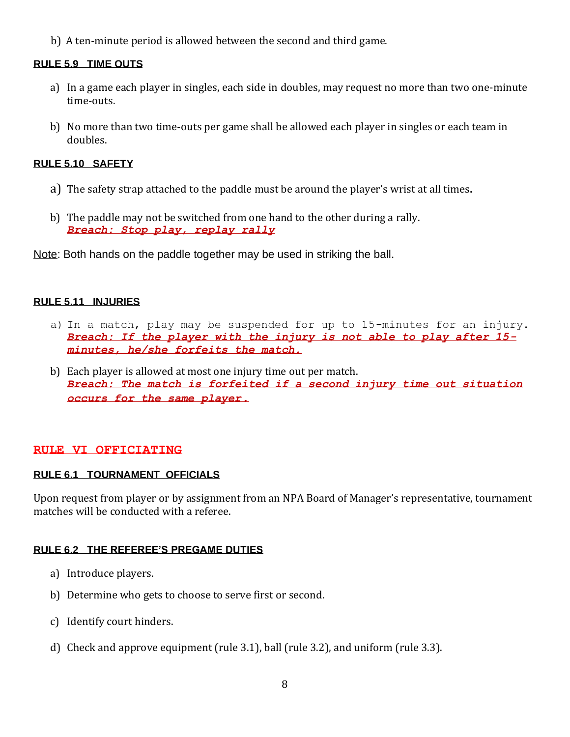b) A ten-minute period is allowed between the second and third game.

#### RULE 5.9 TIME OUTS

a) In a game each player in singles, each side in doubles, may request no more than two one-minute time-outs.

b) No more than two time-outs per game shall be allowed each player in singles or each team in doubles.

#### RULE 5.10 SAFETY

a) The safety strap attached to the paddle must be around the player's wrist at all times.

b) The paddle may not be switched from one hand to the other during a rally.
***Breach: Stop play, replay rally***

Note: Both hands on the paddle together may be used in striking the ball.

#### RULE 5.11 INJURIES

a) In a match, play may be suspended for up to 15-minutes for an injury.
***Breach: If the player with the injury is not able to play after 15-minutes, he/she forfeits the match.***

b) Each player is allowed at most one injury time out per match.
***Breach: The match is forfeited if a second injury time out situation occurs for the same player.***

## RULE VI OFFICIATING

#### RULE 6.1 TOURNAMENT OFFICIALS

Upon request from player or by assignment from an NPA Board of Manager's representative, tournament matches will be conducted with a referee.

#### RULE 6.2 THE REFEREE'S PREGAME DUTIES

a) Introduce players.

b) Determine who gets to choose to serve first or second.

c) Identify court hinders.

d) Check and approve equipment (rule 3.1), ball (rule 3.2), and uniform (rule 3.3).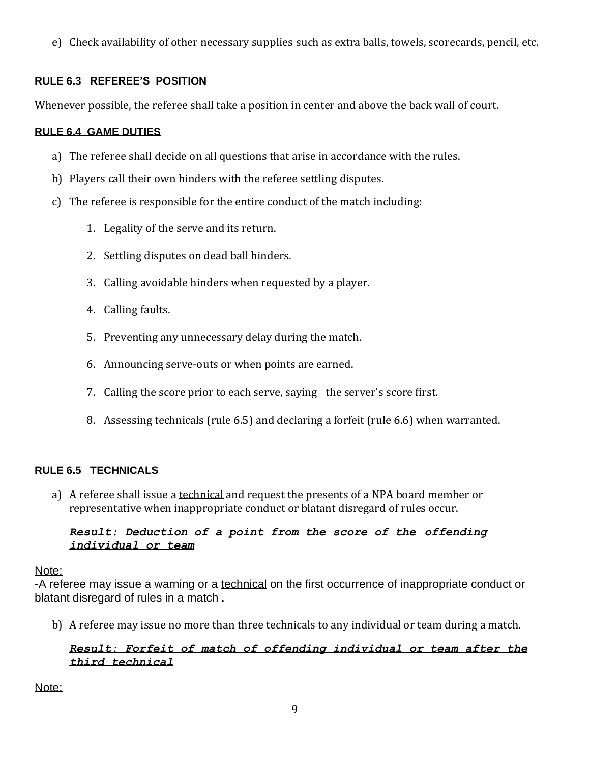e) Check availability of other necessary supplies such as extra balls, towels, scorecards, pencil, etc.

### RULE 6.3 REFEREE'S POSITION

Whenever possible, the referee shall take a position in center and above the back wall of court.

### RULE 6.4 GAME DUTIES

a) The referee shall decide on all questions that arise in accordance with the rules.

b) Players call their own hinders with the referee settling disputes.

c) The referee is responsible for the entire conduct of the match including:

   1. Legality of the serve and its return.
   2. Settling disputes on dead ball hinders.
   3. Calling avoidable hinders when requested by a player.
   4. Calling faults.
   5. Preventing any unnecessary delay during the match.
   6. Announcing serve-outs or when points are earned.
   7. Calling the score prior to each serve, saying the server's score first.
   8. Assessing technicals (rule 6.5) and declaring a forfeit (rule 6.6) when warranted.

### RULE 6.5 TECHNICALS

a) A referee shall issue a technical and request the presents of a NPA board member or representative when inappropriate conduct or blatant disregard of rules occur.

   ***Result: Deduction of a point from the score of the offending individual or team***

Note:
-A referee may issue a warning or a technical on the first occurrence of inappropriate conduct or blatant disregard of rules in a match.

b) A referee may issue no more than three technicals to any individual or team during a match.

   ***Result: Forfeit of match of offending individual or team after the third technical***

Note: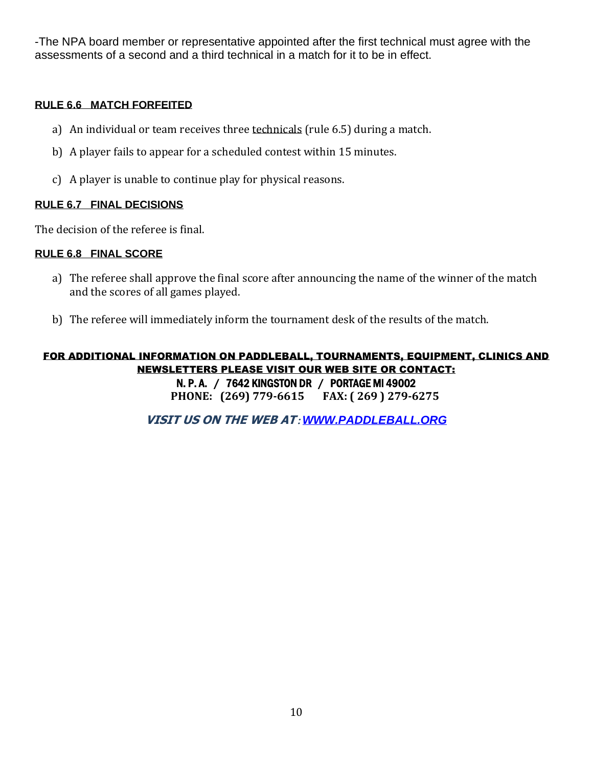-The NPA board member or representative appointed after the first technical must agree with the assessments of a second and a third technical in a match for it to be in effect.

### RULE 6.6 MATCH FORFEITED

a) An individual or team receives three technicals (rule 6.5) during a match.

b) A player fails to appear for a scheduled contest within 15 minutes.

c) A player is unable to continue play for physical reasons.

### RULE 6.7 FINAL DECISIONS

The decision of the referee is final.

### RULE 6.8 FINAL SCORE

a) The referee shall approve the final score after announcing the name of the winner of the match and the scores of all games played.

b) The referee will immediately inform the tournament desk of the results of the match.

**FOR ADDITIONAL INFORMATION ON PADDLEBALL, TOURNAMENTS, EQUIPMENT, CLINICS AND NEWSLETTERS PLEASE VISIT OUR WEB SITE OR CONTACT:**

**N. P. A. / 7642 KINGSTON DR / PORTAGE MI 49002**

**PHONE: (269) 779-6615 FAX: ( 269 ) 279-6275**

***VISIT US ON THE WEB AT: WWW.PADDLEBALL.ORG***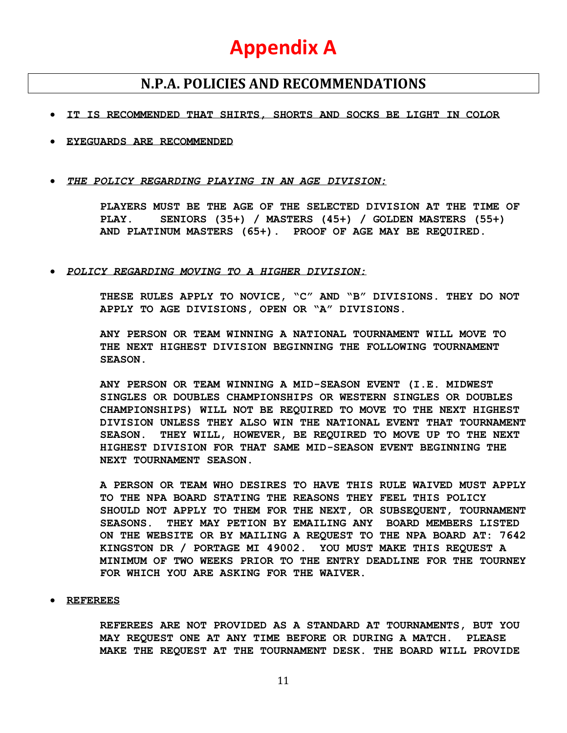# Appendix A

## N.P.A. POLICIES AND RECOMMENDATIONS

- **IT IS RECOMMENDED THAT SHIRTS, SHORTS AND SOCKS BE LIGHT IN COLOR**

- **EYEGUARDS ARE RECOMMENDED**

- ***THE POLICY REGARDING PLAYING IN AN AGE DIVISION:***

  **PLAYERS MUST BE THE AGE OF THE SELECTED DIVISION AT THE TIME OF PLAY. SENIORS (35+) / MASTERS (45+) / GOLDEN MASTERS (55+) AND PLATINUM MASTERS (65+). PROOF OF AGE MAY BE REQUIRED.**

- ***POLICY REGARDING MOVING TO A HIGHER DIVISION:***

  **THESE RULES APPLY TO NOVICE, "C" AND "B" DIVISIONS. THEY DO NOT APPLY TO AGE DIVISIONS, OPEN OR "A" DIVISIONS.**

  **ANY PERSON OR TEAM WINNING A NATIONAL TOURNAMENT WILL MOVE TO THE NEXT HIGHEST DIVISION BEGINNING THE FOLLOWING TOURNAMENT SEASON.**

  **ANY PERSON OR TEAM WINNING A MID-SEASON EVENT (I.E. MIDWEST SINGLES OR DOUBLES CHAMPIONSHIPS OR WESTERN SINGLES OR DOUBLES CHAMPIONSHIPS) WILL NOT BE REQUIRED TO MOVE TO THE NEXT HIGHEST DIVISION UNLESS THEY ALSO WIN THE NATIONAL EVENT THAT TOURNAMENT SEASON. THEY WILL, HOWEVER, BE REQUIRED TO MOVE UP TO THE NEXT HIGHEST DIVISION FOR THAT SAME MID-SEASON EVENT BEGINNING THE NEXT TOURNAMENT SEASON.**

  **A PERSON OR TEAM WHO DESIRES TO HAVE THIS RULE WAIVED MUST APPLY TO THE NPA BOARD STATING THE REASONS THEY FEEL THIS POLICY SHOULD NOT APPLY TO THEM FOR THE NEXT, OR SUBSEQUENT, TOURNAMENT SEASONS. THEY MAY PETION BY EMAILING ANY BOARD MEMBERS LISTED ON THE WEBSITE OR BY MAILING A REQUEST TO THE NPA BOARD AT: 7642 KINGSTON DR / PORTAGE MI 49002. YOU MUST MAKE THIS REQUEST A MINIMUM OF TWO WEEKS PRIOR TO THE ENTRY DEADLINE FOR THE TOURNEY FOR WHICH YOU ARE ASKING FOR THE WAIVER.**

- **REFEREES**

  **REFEREES ARE NOT PROVIDED AS A STANDARD AT TOURNAMENTS, BUT YOU MAY REQUEST ONE AT ANY TIME BEFORE OR DURING A MATCH. PLEASE MAKE THE REQUEST AT THE TOURNAMENT DESK. THE BOARD WILL PROVIDE**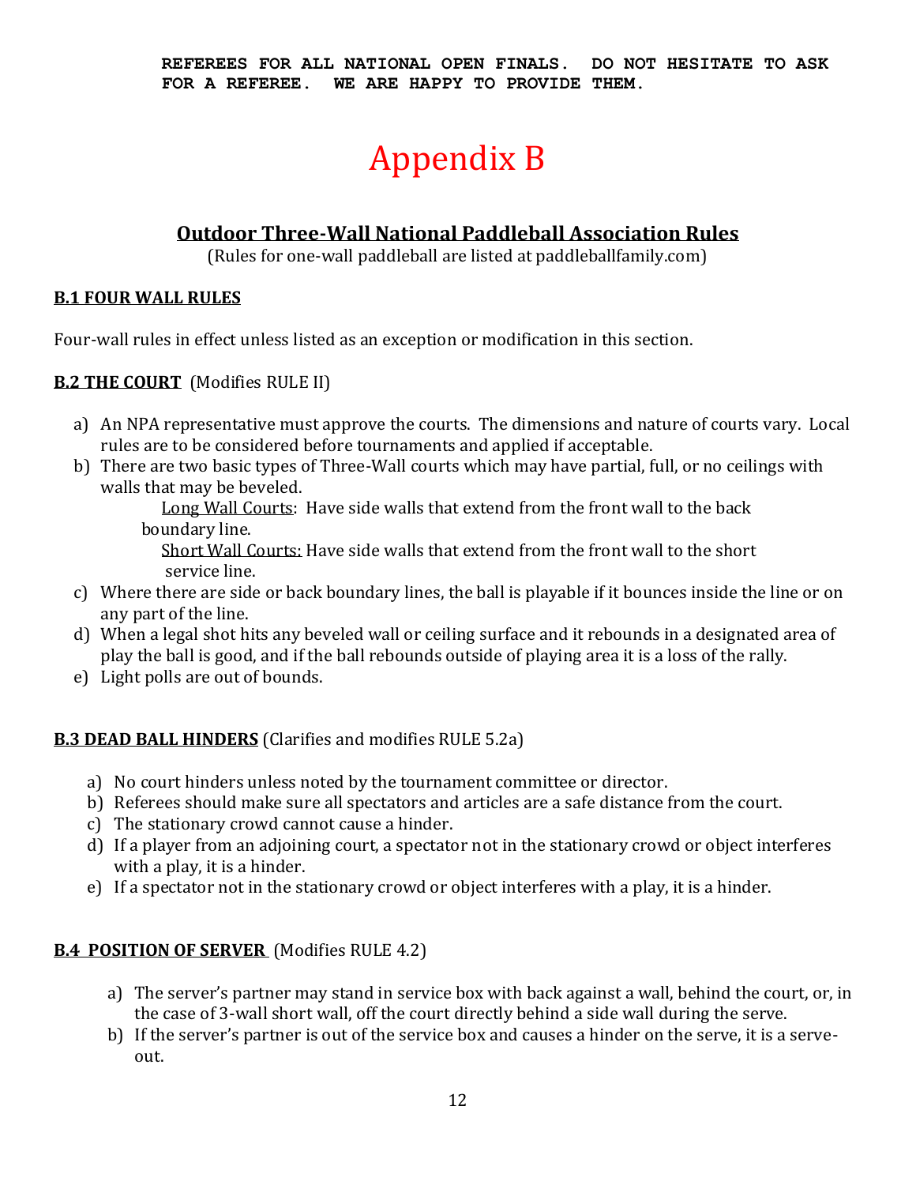**REFEREES FOR ALL NATIONAL OPEN FINALS. DO NOT HESITATE TO ASK FOR A REFEREE. WE ARE HAPPY TO PROVIDE THEM.**

# Appendix B

## Outdoor Three-Wall National Paddleball Association Rules

(Rules for one-wall paddleball are listed at paddleballfamily.com)

### B.1 FOUR WALL RULES

Four-wall rules in effect unless listed as an exception or modification in this section.

### B.2 THE COURT (Modifies RULE II)

a) An NPA representative must approve the courts. The dimensions and nature of courts vary. Local rules are to be considered before tournaments and applied if acceptable.

b) There are two basic types of Three-Wall courts which may have partial, full, or no ceilings with walls that may be beveled.

Long Wall Courts: Have side walls that extend from the front wall to the back boundary line.

Short Wall Courts: Have side walls that extend from the front wall to the short service line.

c) Where there are side or back boundary lines, the ball is playable if it bounces inside the line or on any part of the line.

d) When a legal shot hits any beveled wall or ceiling surface and it rebounds in a designated area of play the ball is good, and if the ball rebounds outside of playing area it is a loss of the rally.

e) Light polls are out of bounds.

### B.3 DEAD BALL HINDERS (Clarifies and modifies RULE 5.2a)

a) No court hinders unless noted by the tournament committee or director.

b) Referees should make sure all spectators and articles are a safe distance from the court.

c) The stationary crowd cannot cause a hinder.

d) If a player from an adjoining court, a spectator not in the stationary crowd or object interferes with a play, it is a hinder.

e) If a spectator not in the stationary crowd or object interferes with a play, it is a hinder.

### B.4 POSITION OF SERVER (Modifies RULE 4.2)

a) The server's partner may stand in service box with back against a wall, behind the court, or, in the case of 3-wall short wall, off the court directly behind a side wall during the serve.

b) If the server's partner is out of the service box and causes a hinder on the serve, it is a serve-out.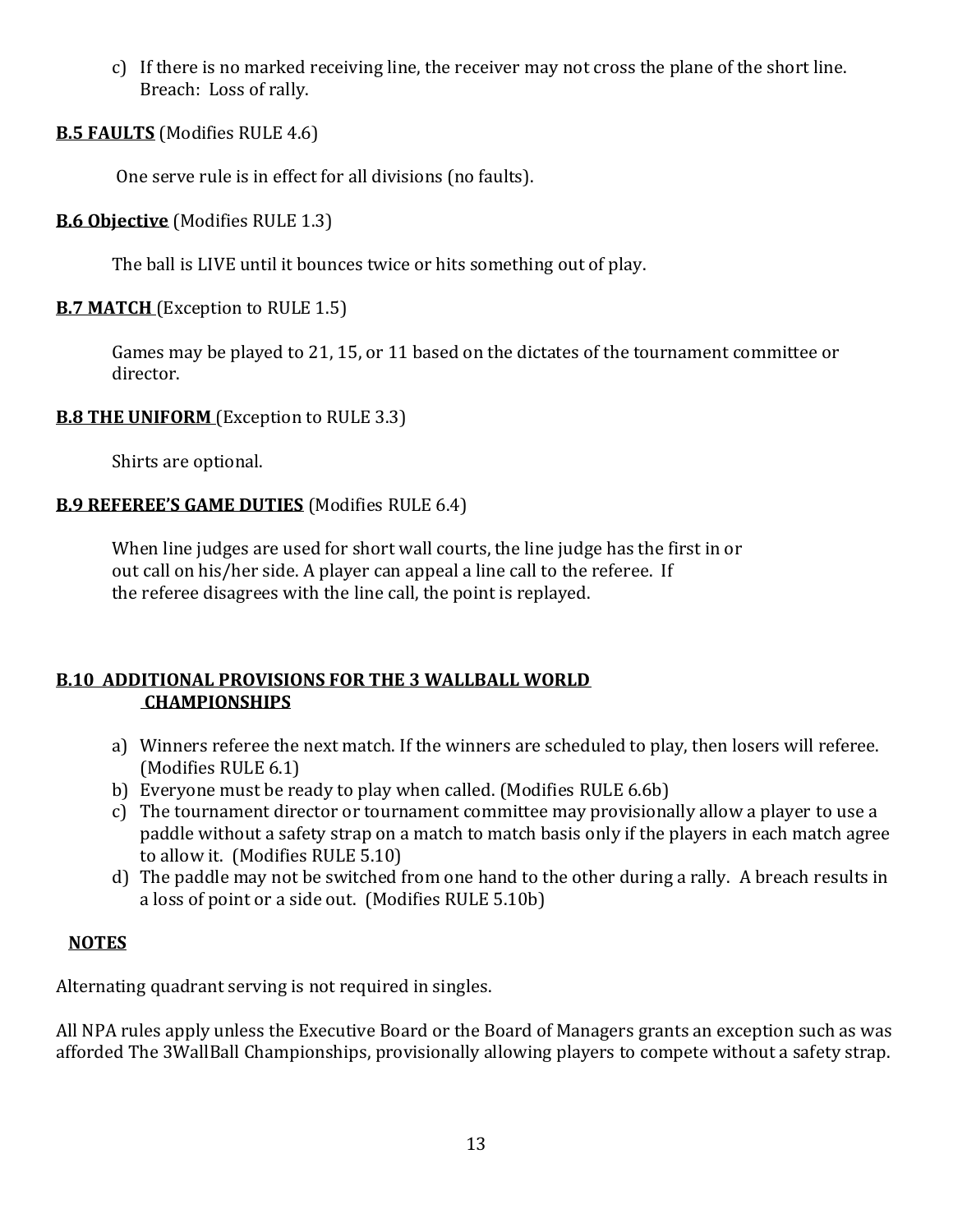c) If there is no marked receiving line, the receiver may not cross the plane of the short line. Breach: Loss of rally.

**B.5 FAULTS** (Modifies RULE 4.6)

One serve rule is in effect for all divisions (no faults).

**B.6 Objective** (Modifies RULE 1.3)

The ball is LIVE until it bounces twice or hits something out of play.

**B.7 MATCH** (Exception to RULE 1.5)

Games may be played to 21, 15, or 11 based on the dictates of the tournament committee or director.

**B.8 THE UNIFORM** (Exception to RULE 3.3)

Shirts are optional.

**B.9 REFEREE'S GAME DUTIES** (Modifies RULE 6.4)

When line judges are used for short wall courts, the line judge has the first in or out call on his/her side. A player can appeal a line call to the referee. If the referee disagrees with the line call, the point is replayed.

**B.10 ADDITIONAL PROVISIONS FOR THE 3 WALLBALL WORLD CHAMPIONSHIPS**

a) Winners referee the next match. If the winners are scheduled to play, then losers will referee. (Modifies RULE 6.1)
b) Everyone must be ready to play when called. (Modifies RULE 6.6b)
c) The tournament director or tournament committee may provisionally allow a player to use a paddle without a safety strap on a match to match basis only if the players in each match agree to allow it. (Modifies RULE 5.10)
d) The paddle may not be switched from one hand to the other during a rally. A breach results in a loss of point or a side out. (Modifies RULE 5.10b)

**NOTES**

Alternating quadrant serving is not required in singles.

All NPA rules apply unless the Executive Board or the Board of Managers grants an exception such as was afforded The 3WallBall Championships, provisionally allowing players to compete without a safety strap.